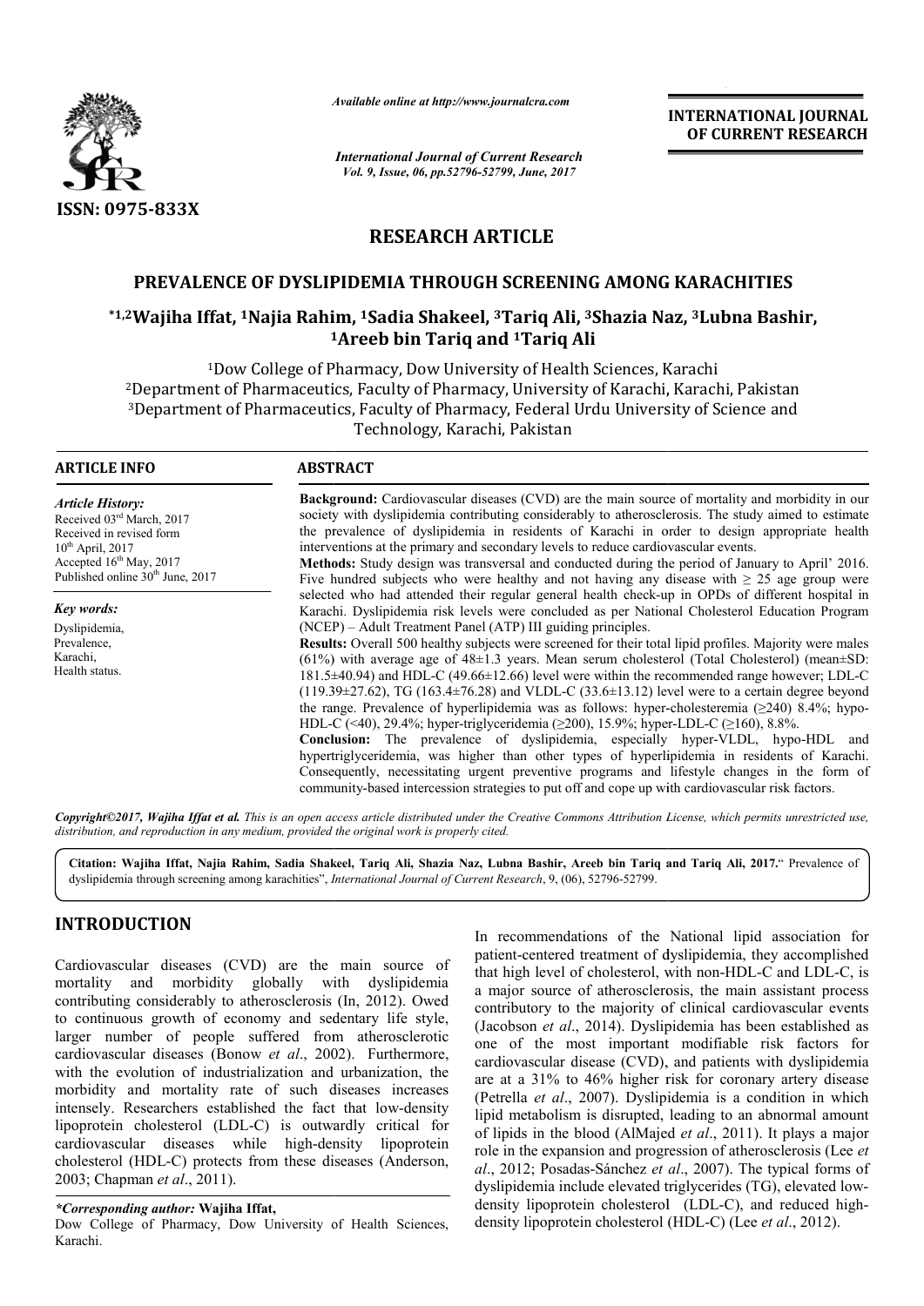# RESEARCH ARTICLE

## PREVALENCE OF DYSLIPIDEMIA THROUGH SCREENING AMONG KARACHITIES

**\*1,2Wajiha Iffat, 1Najia Rahim, 1Sadia Shakeel, 3Tariq Ali, 3Shazia Naz, 3Lubna Bashir, 1Areeb bin Tariq and 1Tariq Ali**

[1]Dow College of Pharmacy, Dow University of Health Sciences, Karachi
[2]Department of Pharmaceutics, Faculty of Pharmacy, University of Karachi, Karachi, Pakistan
[3]Department of Pharmaceutics, Faculty of Pharmacy, Federal Urdu University of Science and Technology, Karachi, Pakistan

### ARTICLE INFO

*Article History:*
Received 03rd March, 2017
Received in revised form
10th April, 2017
Accepted 16th May, 2017
Published online 30th June, 2017

*Key words:*
Dyslipidemia,
Prevalence,
Karachi,
Health status.

### ABSTRACT

**Background:** Cardiovascular diseases (CVD) are the main source of mortality and morbidity in our society with dyslipidemia contributing considerably to atherosclerosis. The study aimed to estimate the prevalence of dyslipidemia in residents of Karachi in order to design appropriate health interventions at the primary and secondary levels to reduce cardiovascular events.

**Methods:** Study design was transversal and conducted during the period of January to April' 2016. Five hundred subjects who were healthy and not having any disease with ≥ 25 age group were selected who had attended their regular general health check-up in OPDs of different hospital in Karachi. Dyslipidemia risk levels were concluded as per National Cholesterol Education Program (NCEP) – Adult Treatment Panel (ATP) III guiding principles.

**Results:** Overall 500 healthy subjects were screened for their total lipid profiles. Majority were males (61%) with average age of 48±1.3 years. Mean serum cholesterol (Total Cholesterol) (mean±SD: 181.5±40.94) and HDL-C (49.66±12.66) level were within the recommended range however; LDL-C (119.39±27.62), TG (163.4±76.28) and VLDL-C (33.6±13.12) level were to a certain degree beyond the range. Prevalence of hyperlipidemia was as follows: hyper-cholesteremia (≥240) 8.4%; hypo-HDL-C (<40), 29.4%; hyper-triglyceridemia (≥200), 15.9%; hyper-LDL-C (≥160), 8.8%.

**Conclusion:** The prevalence of dyslipidemia, especially hyper-VLDL, hypo-HDL and hypertriglyceridemia, was higher than other types of hyperlipidemia in residents of Karachi. Consequently, necessitating urgent preventive programs and lifestyle changes in the form of community-based intercession strategies to put off and cope up with cardiovascular risk factors.

*Copyright©2017, Wajiha Iffat et al. This is an open access article distributed under the Creative Commons Attribution License, which permits unrestricted use, distribution, and reproduction in any medium, provided the original work is properly cited.*

**Citation: Wajiha Iffat, Najia Rahim, Sadia Shakeel, Tariq Ali, Shazia Naz, Lubna Bashir, Areeb bin Tariq and Tariq Ali, 2017.**" Prevalence of dyslipidemia through screening among karachities", *International Journal of Current Research*, 9, (06), 52796-52799.

## INTRODUCTION

Cardiovascular diseases (CVD) are the main source of mortality and morbidity globally with dyslipidemia contributing considerably to atherosclerosis (In, 2012). Owed to continuous growth of economy and sedentary life style, larger number of people suffered from atherosclerotic cardiovascular diseases (Bonow *et al*., 2002). Furthermore, with the evolution of industrialization and urbanization, the morbidity and mortality rate of such diseases increases intensely. Researchers established the fact that low-density lipoprotein cholesterol (LDL-C) is outwardly critical for cardiovascular diseases while high-density lipoprotein cholesterol (HDL-C) protects from these diseases (Anderson, 2003; Chapman *et al*., 2011).

In recommendations of the National lipid association for patient-centered treatment of dyslipidemia, they accomplished that high level of cholesterol, with non-HDL-C and LDL-C, is a major source of atherosclerosis, the main assistant process contributory to the majority of clinical cardiovascular events (Jacobson *et al*., 2014). Dyslipidemia has been established as one of the most important modifiable risk factors for cardiovascular disease (CVD), and patients with dyslipidemia are at a 31% to 46% higher risk for coronary artery disease (Petrella *et al*., 2007). Dyslipidemia is a condition in which lipid metabolism is disrupted, leading to an abnormal amount of lipids in the blood (AlMajed *et al*., 2011). It plays a major role in the expansion and progression of atherosclerosis (Lee *et al*., 2012; Posadas-Sánchez *et al*., 2007). The typical forms of dyslipidemia include elevated triglycerides (TG), elevated low-density lipoprotein cholesterol (LDL-C), and reduced high-density lipoprotein cholesterol (HDL-C) (Lee *et al*., 2012).

*\*Corresponding author:* **Wajiha Iffat,**
Dow College of Pharmacy, Dow University of Health Sciences, Karachi.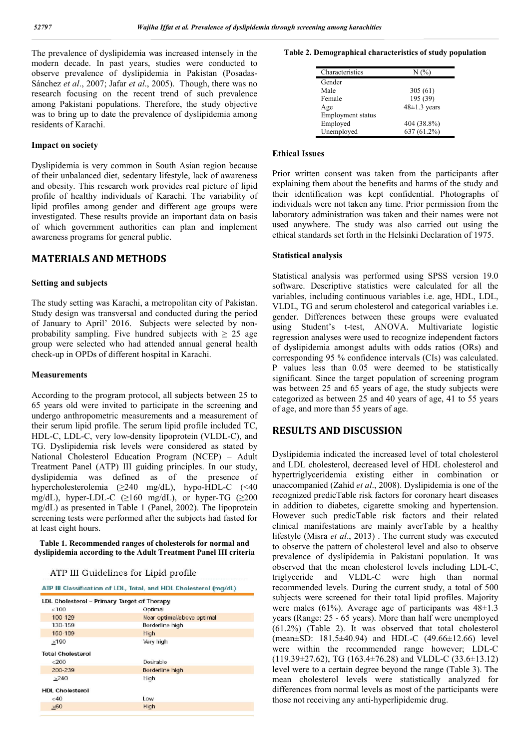The prevalence of dyslipidemia was increased intensely in the modern decade. In past years, studies were conducted to observe prevalence of dyslipidemia in Pakistan (Posadas-Sánchez *et al*., 2007; Jafar *et al*., 2005). Though, there was no research focusing on the recent trend of such prevalence among Pakistani populations. Therefore, the study objective was to bring up to date the prevalence of dyslipidemia among residents of Karachi.

### Impact on society

Dyslipidemia is very common in South Asian region because of their unbalanced diet, sedentary lifestyle, lack of awareness and obesity. This research work provides real picture of lipid profile of healthy individuals of Karachi. The variability of lipid profiles among gender and different age groups were investigated. These results provide an important data on basis of which government authorities can plan and implement awareness programs for general public.

## MATERIALS AND METHODS

### Setting and subjects

The study setting was Karachi, a metropolitan city of Pakistan. Study design was transversal and conducted during the period of January to April' 2016. Subjects were selected by non-probability sampling. Five hundred subjects with ≥ 25 age group were selected who had attended annual general health check-up in OPDs of different hospital in Karachi.

### Measurements

According to the program protocol, all subjects between 25 to 65 years old were invited to participate in the screening and undergo anthropometric measurements and a measurement of their serum lipid profile. The serum lipid profile included TC, HDL-C, LDL-C, very low-density lipoprotein (VLDL-C), and TG. Dyslipidemia risk levels were considered as stated by National Cholesterol Education Program (NCEP) – Adult Treatment Panel (ATP) III guiding principles. In our study, dyslipidemia was defined as of the presence of hypercholesterolemia (≥240 mg/dL), hypo-HDL-C (<40 mg/dL), hyper-LDL-C (≥160 mg/dL), or hyper-TG (≥200 mg/dL) as presented in Table 1 (Panel, 2002). The lipoprotein screening tests were performed after the subjects had fasted for at least eight hours.

**Table 1. Recommended ranges of cholesterols for normal and dyslipidemia according to the Adult Treatment Panel III criteria**

ATP III Guidelines for Lipid profile

| ATP III Classification of LDL, Total, and HDL Cholesterol (mg/dL) | |
|---|---|
| **LDL Cholesterol – Primary Target of Therapy** | |
| <100 | Optimal |
| 100-129 | Near optimal/above optimal |
| 130-159 | Borderline high |
| 160-189 | High |
| ≥190 | Very high |
| **Total Cholesterol** | |
| <200 | Desirable |
| 200-239 | Borderline high |
| ≥240 | High |
| **HDL Cholesterol** | |
| <40 | Low |
| ≥60 | High |

**Table 2. Demographical characteristics of study population**

| Characteristics | N (%) |
|---|---|
| Gender | |
| Male | 305 (61) |
| Female | 195 (39) |
| Age | 48±1.3 years |
| Employment status | |
| Employed | 404 (38.8%) |
| Unemployed | 637 (61.2%) |

### Ethical Issues

Prior written consent was taken from the participants after explaining them about the benefits and harms of the study and their identification was kept confidential. Photographs of individuals were not taken any time. Prior permission from the laboratory administration was taken and their names were not used anywhere. The study was also carried out using the ethical standards set forth in the Helsinki Declaration of 1975.

### Statistical analysis

Statistical analysis was performed using SPSS version 19.0 software. Descriptive statistics were calculated for all the variables, including continuous variables i.e. age, HDL, LDL, VLDL, TG and serum cholesterol and categorical variables i.e. gender. Differences between these groups were evaluated using Student's t-test, ANOVA. Multivariate logistic regression analyses were used to recognize independent factors of dyslipidemia amongst adults with odds ratios (ORs) and corresponding 95 % confidence intervals (CIs) was calculated. P values less than 0.05 were deemed to be statistically significant. Since the target population of screening program was between 25 and 65 years of age, the study subjects were categorized as between 25 and 40 years of age, 41 to 55 years of age, and more than 55 years of age.

## RESULTS AND DISCUSSION

Dyslipidemia indicated the increased level of total cholesterol and LDL cholesterol, decreased level of HDL cholesterol and hypertriglyceridemia existing either in combination or unaccompanied (Zahid *et al*., 2008). Dyslipidemia is one of the recognized predicTable risk factors for coronary heart diseases in addition to diabetes, cigarette smoking and hypertension. However such predicTable risk factors and their related clinical manifestations are mainly averTable by a healthy lifestyle (Misra *et al*., 2013) . The current study was executed to observe the pattern of cholesterol level and also to observe prevalence of dyslipidemia in Pakistani population. It was observed that the mean cholesterol levels including LDL-C, triglyceride and VLDL-C were high than normal recommended levels. During the current study, a total of 500 subjects were screened for their total lipid profiles. Majority were males (61%). Average age of participants was 48±1.3 years (Range: 25 - 65 years). More than half were unemployed (61.2%) (Table 2). It was observed that total cholesterol (mean±SD: 181.5±40.94) and HDL-C (49.66±12.66) level were within the recommended range however; LDL-C (119.39±27.62), TG (163.4±76.28) and VLDL-C (33.6±13.12) level were to a certain degree beyond the range (Table 3). The mean cholesterol levels were statistically analyzed for differences from normal levels as most of the participants were those not receiving any anti-hyperlipidemic drug.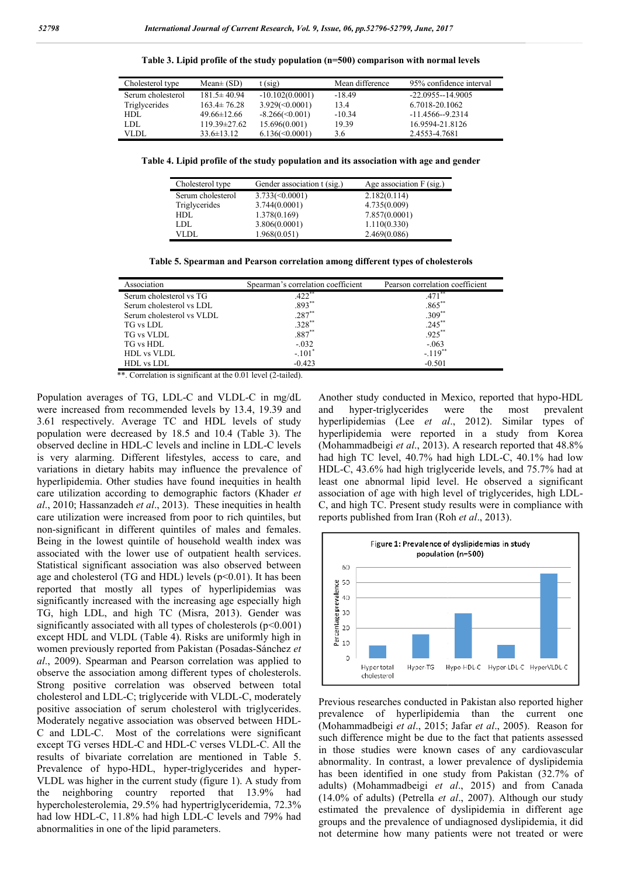**Table 3. Lipid profile of the study population (n=500) comparison with normal levels**

| Cholesterol type | Mean± (SD) | t (sig) | Mean difference | 95% confidence interval |
|---|---|---|---|---|
| Serum cholesterol | 181.5± 40.94 | -10.102(0.0001) | -18.49 | -22.0955--14.9005 |
| Triglycerides | 163.4± 76.28 | 3.929(<0.0001) | 13.4 | 6.7018-20.1062 |
| HDL | 49.66±12.66 | -8.266(<0.001) | -10.34 | -11.4566--9.2314 |
| LDL | 119.39±27.62 | 15.696(0.001) | 19.39 | 16.9594-21.8126 |
| VLDL | 33.6±13.12 | 6.136(<0.0001) | 3.6 | 2.4553-4.7681 |

**Table 4. Lipid profile of the study population and its association with age and gender**

| Cholesterol type | Gender association t (sig.) | Age association F (sig.) |
|---|---|---|
| Serum cholesterol | 3.733(<0.0001) | 2.182(0.114) |
| Triglycerides | 3.744(0.0001) | 4.735(0.009) |
| HDL | 1.378(0.169) | 7.857(0.0001) |
| LDL | 3.806(0.0001) | 1.110(0.330) |
| VLDL | 1.968(0.051) | 2.469(0.086) |

**Table 5. Spearman and Pearson correlation among different types of cholesterols**

| Association | Spearman's correlation coefficient | Pearson correlation coefficient |
|---|---|---|
| Serum cholesterol vs TG | .422** | .471** |
| Serum cholesterol vs LDL | .893** | .865** |
| Serum cholesterol vs VLDL | .287** | .309** |
| TG vs LDL | .328** | .245** |
| TG vs VLDL | .887** | .925** |
| TG vs HDL | -.032 | -.063 |
| HDL vs VLDL | -.101* | -.119** |
| HDL vs LDL | -0.423 | -0.501 |

**. Correlation is significant at the 0.01 level (2-tailed).

Population averages of TG, LDL-C and VLDL-C in mg/dL were increased from recommended levels by 13.4, 19.39 and 3.61 respectively. Average TC and HDL levels of study population were decreased by 18.5 and 10.4 (Table 3). The observed decline in HDL-C levels and incline in LDL-C levels is very alarming. Different lifestyles, access to care, and variations in dietary habits may influence the prevalence of hyperlipidemia. Other studies have found inequities in health care utilization according to demographic factors (Khader *et al*., 2010; Hassanzadeh *et al*., 2013). These inequities in health care utilization were increased from poor to rich quintiles, but non-significant in different quintiles of males and females. Being in the lowest quintile of household wealth index was associated with the lower use of outpatient health services. Statistical significant association was also observed between age and cholesterol (TG and HDL) levels ($p<0.01$). It has been reported that mostly all types of hyperlipidemias was significantly increased with the increasing age especially high TG, high LDL, and high TC (Misra, 2013). Gender was significantly associated with all types of cholesterols ($p<0.001$) except HDL and VLDL (Table 4). Risks are uniformly high in women previously reported from Pakistan (Posadas-Sánchez *et al*., 2009). Spearman and Pearson correlation was applied to observe the association among different types of cholesterols. Strong positive correlation was observed between total cholesterol and LDL-C; triglyceride with VLDL-C, moderately positive association of serum cholesterol with triglycerides. Moderately negative association was observed between HDL-C and LDL-C. Most of the correlations were significant except TG verses HDL-C and HDL-C verses VLDL-C. All the results of bivariate correlation are mentioned in Table 5. Prevalence of hypo-HDL, hyper-triglycerides and hyper-VLDL was higher in the current study (figure 1). A study from the neighboring country reported that 13.9% had hypercholesterolemia, 29.5% had hypertriglyceridemia, 72.3% had low HDL-C, 11.8% had high LDL-C levels and 79% had abnormalities in one of the lipid parameters.

Another study conducted in Mexico, reported that hypo-HDL and hyper-triglycerides were the most prevalent hyperlipidemias (Lee *et al*., 2012). Similar types of hyperlipidemia were reported in a study from Korea (Mohammadbeigi *et al*., 2013). A research reported that 48.8% had high TC level, 40.7% had high LDL-C, 40.1% had low HDL-C, 43.6% had high triglyceride levels, and 75.7% had at least one abnormal lipid level. He observed a significant association of age with high level of triglycerides, high LDL-C, and high TC. Present study results were in compliance with reports published from Iran (Roh *et al*., 2013).

Figure 1: Prevalence of dyslipidemias in study population (n=500)

Previous researches conducted in Pakistan also reported higher prevalence of hyperlipidemia than the current one (Mohammadbeigi *et al*., 2015; Jafar *et al*., 2005). Reason for such difference might be due to the fact that patients assessed in those studies were known cases of any cardiovascular abnormality. In contrast, a lower prevalence of dyslipidemia has been identified in one study from Pakistan (32.7% of adults) (Mohammadbeigi *et al*., 2015) and from Canada (14.0% of adults) (Petrella *et al*., 2007). Although our study estimated the prevalence of dyslipidemia in different age groups and the prevalence of undiagnosed dyslipidemia, it did not determine how many patients were not treated or were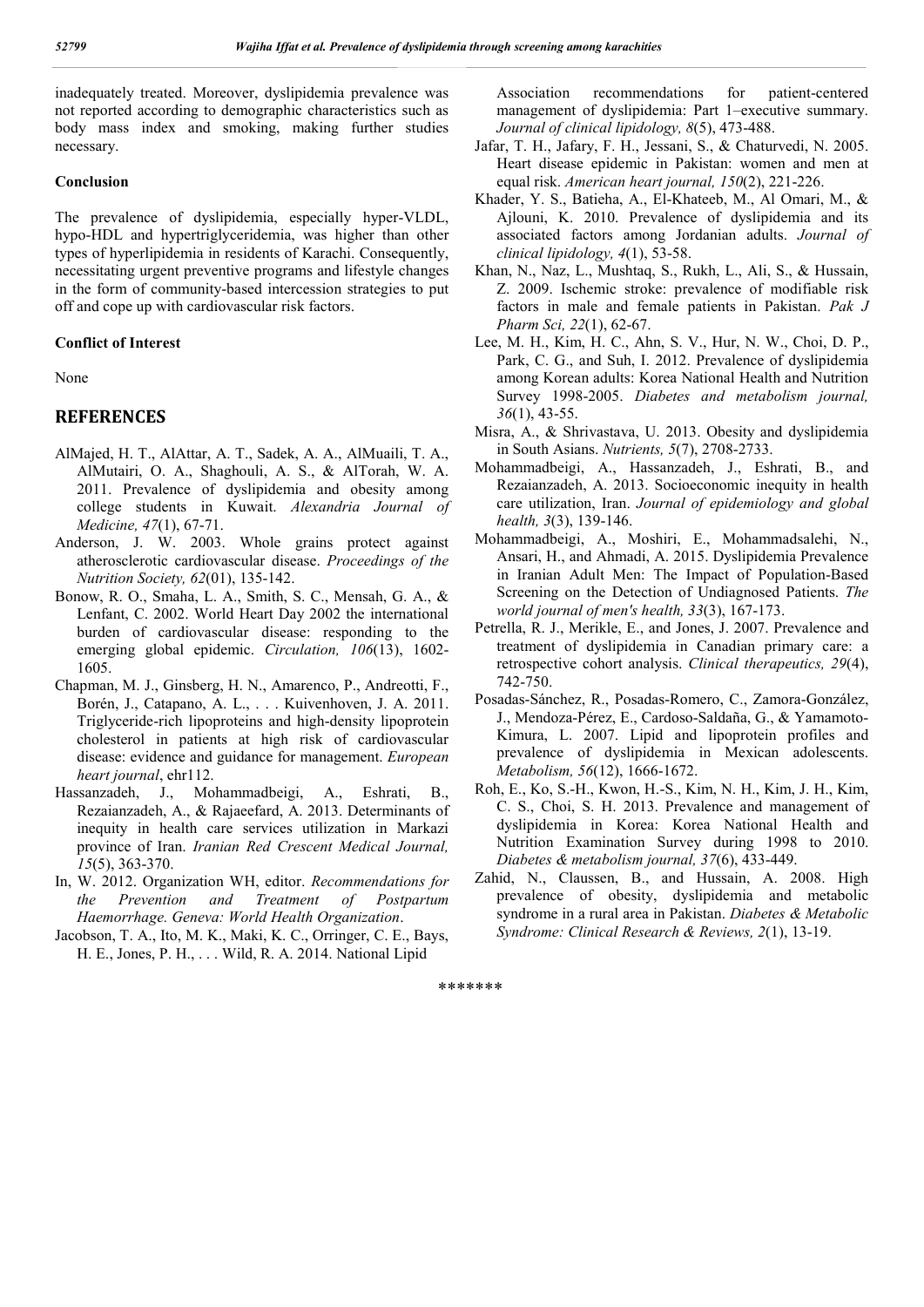inadequately treated. Moreover, dyslipidemia prevalence was not reported according to demographic characteristics such as body mass index and smoking, making further studies necessary.

### Conclusion

The prevalence of dyslipidemia, especially hyper-VLDL, hypo-HDL and hypertriglyceridemia, was higher than other types of hyperlipidemia in residents of Karachi. Consequently, necessitating urgent preventive programs and lifestyle changes in the form of community-based intercession strategies to put off and cope up with cardiovascular risk factors.

### Conflict of Interest

None

## REFERENCES

- AlMajed, H. T., AlAttar, A. T., Sadek, A. A., AlMuaili, T. A., AlMutairi, O. A., Shaghouli, A. S., & AlTorah, W. A. 2011. Prevalence of dyslipidemia and obesity among college students in Kuwait. *Alexandria Journal of Medicine, 47*(1), 67-71.
- Anderson, J. W. 2003. Whole grains protect against atherosclerotic cardiovascular disease. *Proceedings of the Nutrition Society, 62*(01), 135-142.
- Bonow, R. O., Smaha, L. A., Smith, S. C., Mensah, G. A., & Lenfant, C. 2002. World Heart Day 2002 the international burden of cardiovascular disease: responding to the emerging global epidemic. *Circulation, 106*(13), 1602-1605.
- Chapman, M. J., Ginsberg, H. N., Amarenco, P., Andreotti, F., Borén, J., Catapano, A. L., . . . Kuivenhoven, J. A. 2011. Triglyceride-rich lipoproteins and high-density lipoprotein cholesterol in patients at high risk of cardiovascular disease: evidence and guidance for management. *European heart journal*, ehr112.
- Hassanzadeh, J., Mohammadbeigi, A., Eshrati, B., Rezaianzadeh, A., & Rajaeefard, A. 2013. Determinants of inequity in health care services utilization in Markazi province of Iran. *Iranian Red Crescent Medical Journal, 15*(5), 363-370.
- In, W. 2012. Organization WH, editor. *Recommendations for the Prevention and Treatment of Postpartum Haemorrhage. Geneva: World Health Organization*.
- Jacobson, T. A., Ito, M. K., Maki, K. C., Orringer, C. E., Bays, H. E., Jones, P. H., . . . Wild, R. A. 2014. National Lipid Association recommendations for patient-centered management of dyslipidemia: Part 1–executive summary. *Journal of clinical lipidology, 8*(5), 473-488.
- Jafar, T. H., Jafary, F. H., Jessani, S., & Chaturvedi, N. 2005. Heart disease epidemic in Pakistan: women and men at equal risk. *American heart journal, 150*(2), 221-226.
- Khader, Y. S., Batieha, A., El-Khateeb, M., Al Omari, M., & Ajlouni, K. 2010. Prevalence of dyslipidemia and its associated factors among Jordanian adults. *Journal of clinical lipidology, 4*(1), 53-58.
- Khan, N., Naz, L., Mushtaq, S., Rukh, L., Ali, S., & Hussain, Z. 2009. Ischemic stroke: prevalence of modifiable risk factors in male and female patients in Pakistan. *Pak J Pharm Sci, 22*(1), 62-67.
- Lee, M. H., Kim, H. C., Ahn, S. V., Hur, N. W., Choi, D. P., Park, C. G., and Suh, I. 2012. Prevalence of dyslipidemia among Korean adults: Korea National Health and Nutrition Survey 1998-2005. *Diabetes and metabolism journal, 36*(1), 43-55.
- Misra, A., & Shrivastava, U. 2013. Obesity and dyslipidemia in South Asians. *Nutrients, 5*(7), 2708-2733.
- Mohammadbeigi, A., Hassanzadeh, J., Eshrati, B., and Rezaianzadeh, A. 2013. Socioeconomic inequity in health care utilization, Iran. *Journal of epidemiology and global health, 3*(3), 139-146.
- Mohammadbeigi, A., Moshiri, E., Mohammadsalehi, N., Ansari, H., and Ahmadi, A. 2015. Dyslipidemia Prevalence in Iranian Adult Men: The Impact of Population-Based Screening on the Detection of Undiagnosed Patients. *The world journal of men's health, 33*(3), 167-173.
- Petrella, R. J., Merikle, E., and Jones, J. 2007. Prevalence and treatment of dyslipidemia in Canadian primary care: a retrospective cohort analysis. *Clinical therapeutics, 29*(4), 742-750.
- Posadas-Sánchez, R., Posadas-Romero, C., Zamora-González, J., Mendoza-Pérez, E., Cardoso-Saldaña, G., & Yamamoto-Kimura, L. 2007. Lipid and lipoprotein profiles and prevalence of dyslipidemia in Mexican adolescents. *Metabolism, 56*(12), 1666-1672.
- Roh, E., Ko, S.-H., Kwon, H.-S., Kim, N. H., Kim, J. H., Kim, C. S., Choi, S. H. 2013. Prevalence and management of dyslipidemia in Korea: Korea National Health and Nutrition Examination Survey during 1998 to 2010. *Diabetes & metabolism journal, 37*(6), 433-449.
- Zahid, N., Claussen, B., and Hussain, A. 2008. High prevalence of obesity, dyslipidemia and metabolic syndrome in a rural area in Pakistan. *Diabetes & Metabolic Syndrome: Clinical Research & Reviews, 2*(1), 13-19.

*******